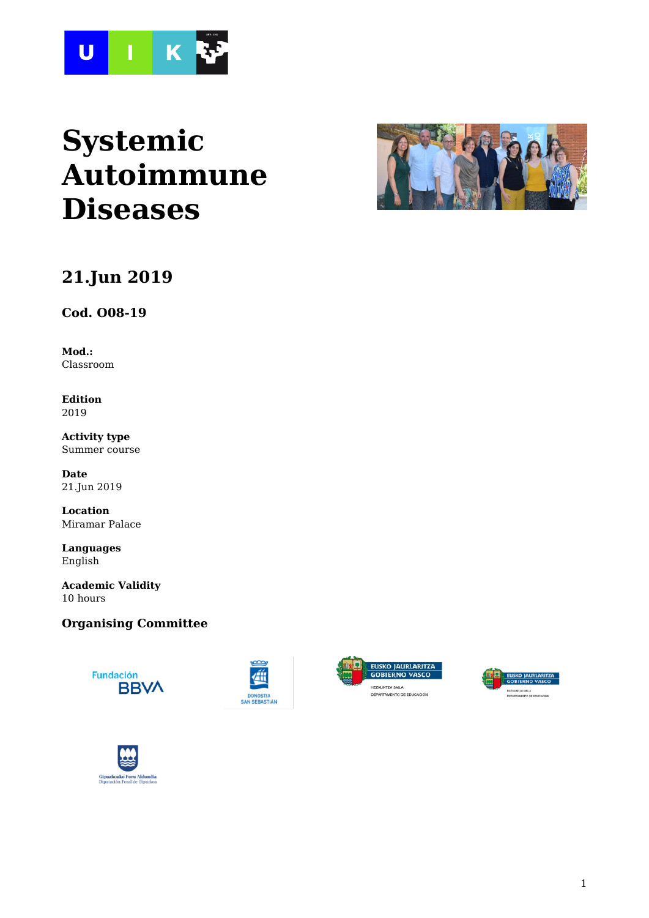# Systemic Autoimmune Diseases

## 21.Jun 2019

### Cod. O08-19

**Mod.:**
Classroom

**Edition**
2019

**Activity type**
Summer course

**Date**
21.Jun 2019

**Location**
Miramar Palace

**Languages**
English

**Academic Validity**
10 hours

### Organising Committee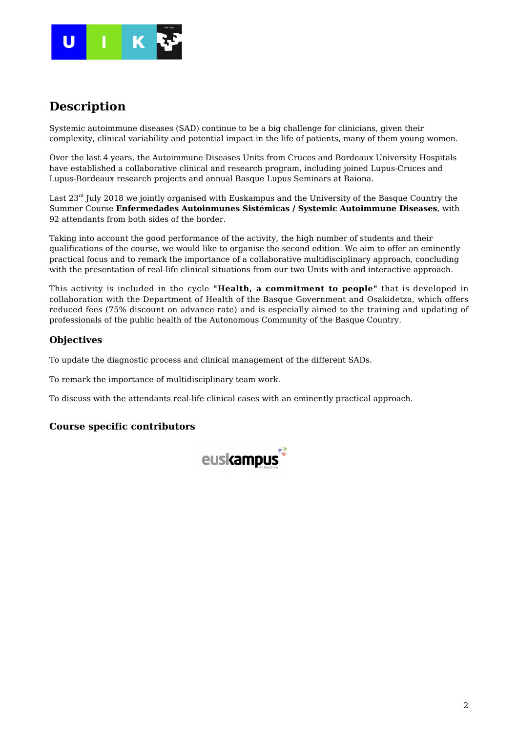# Description

Systemic autoimmune diseases (SAD) continue to be a big challenge for clinicians, given their complexity, clinical variability and potential impact in the life of patients, many of them young women.

Over the last 4 years, the Autoimmune Diseases Units from Cruces and Bordeaux University Hospitals have established a collaborative clinical and research program, including joined Lupus-Cruces and Lupus-Bordeaux research projects and annual Basque Lupus Seminars at Baiona.

Last 23rd July 2018 we jointly organised with Euskampus and the University of the Basque Country the Summer Course **Enfermedades Autoinmunes Sistémicas / Systemic Autoimmune Diseases**, with 92 attendants from both sides of the border.

Taking into account the good performance of the activity, the high number of students and their qualifications of the course, we would like to organise the second edition. We aim to offer an eminently practical focus and to remark the importance of a collaborative multidisciplinary approach, concluding with the presentation of real-life clinical situations from our two Units with and interactive approach.

This activity is included in the cycle **"Health, a commitment to people"** that is developed in collaboration with the Department of Health of the Basque Government and Osakidetza, which offers reduced fees (75% discount on advance rate) and is especially aimed to the training and updating of professionals of the public health of the Autonomous Community of the Basque Country.

## Objectives

To update the diagnostic process and clinical management of the different SADs.

To remark the importance of multidisciplinary team work.

To discuss with the attendants real-life clinical cases with an eminently practical approach.

## Course specific contributors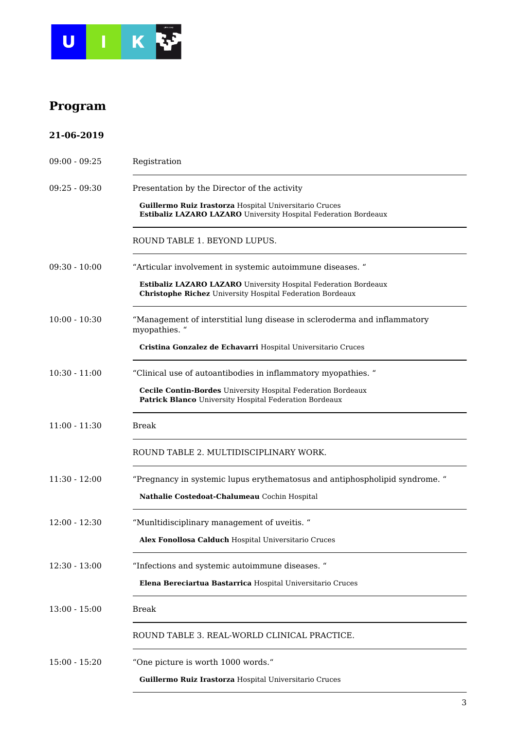## Program

### 21-06-2019

09:00 - 09:25 Registration

09:25 - 09:30 Presentation by the Director of the activity

**Guillermo Ruiz Irastorza** Hospital Universitario Cruces
**Estibaliz LAZARO LAZARO** University Hospital Federation Bordeaux

ROUND TABLE 1. BEYOND LUPUS.

09:30 - 10:00 “Articular involvement in systemic autoimmune diseases. “

**Estibaliz LAZARO LAZARO** University Hospital Federation Bordeaux
**Christophe Richez** University Hospital Federation Bordeaux

10:00 - 10:30 “Management of interstitial lung disease in scleroderma and inflammatory myopathies. “

**Cristina Gonzalez de Echavarri** Hospital Universitario Cruces

10:30 - 11:00 “Clinical use of autoantibodies in inflammatory myopathies. “

**Cecile Contin-Bordes** University Hospital Federation Bordeaux
**Patrick Blanco** University Hospital Federation Bordeaux

11:00 - 11:30 Break

ROUND TABLE 2. MULTIDISCIPLINARY WORK.

11:30 - 12:00 “Pregnancy in systemic lupus erythematosus and antiphospholipid syndrome. “

**Nathalie Costedoat-Chalumeau** Cochin Hospital

12:00 - 12:30 “Munltidisciplinary management of uveitis. “

**Alex Fonollosa Calduch** Hospital Universitario Cruces

12:30 - 13:00 “Infections and systemic autoimmune diseases. “

**Elena Bereciartua Bastarrica** Hospital Universitario Cruces

13:00 - 15:00 Break

ROUND TABLE 3. REAL-WORLD CLINICAL PRACTICE.

15:00 - 15:20 “One picture is worth 1000 words.“

**Guillermo Ruiz Irastorza** Hospital Universitario Cruces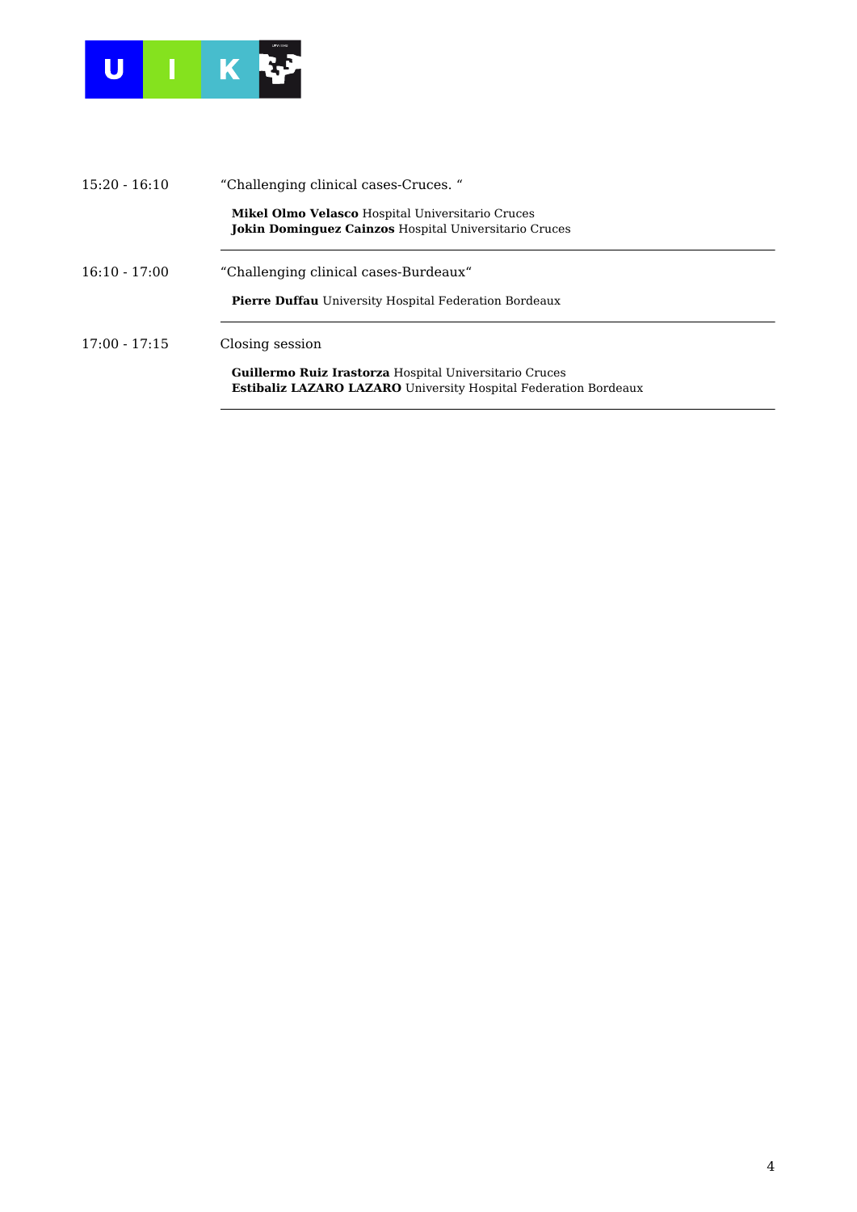| | |
|---|---|
| 15:20 - 16:10 | “Challenging clinical cases-Cruces. “<br><br>**Mikel Olmo Velasco** Hospital Universitario Cruces<br>**Jokin Dominguez Cainzos** Hospital Universitario Cruces |
| 16:10 - 17:00 | “Challenging clinical cases-Burdeaux“<br><br>**Pierre Duffau** University Hospital Federation Bordeaux |
| 17:00 - 17:15 | Closing session<br><br>**Guillermo Ruiz Irastorza** Hospital Universitario Cruces<br>**Estibaliz LAZARO LAZARO** University Hospital Federation Bordeaux |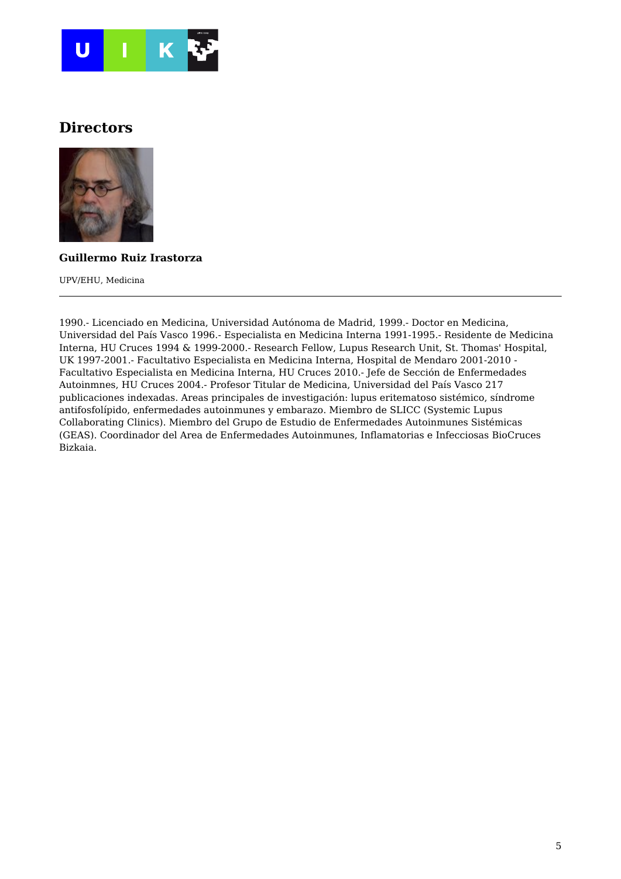## Directors

**Guillermo Ruiz Irastorza**

UPV/EHU, Medicina

---

1990.- Licenciado en Medicina, Universidad Autónoma de Madrid, 1999.- Doctor en Medicina, Universidad del País Vasco 1996.- Especialista en Medicina Interna 1991-1995.- Residente de Medicina Interna, HU Cruces 1994 & 1999-2000.- Research Fellow, Lupus Research Unit, St. Thomas' Hospital, UK 1997-2001.- Facultativo Especialista en Medicina Interna, Hospital de Mendaro 2001-2010 - Facultativo Especialista en Medicina Interna, HU Cruces 2010.- Jefe de Sección de Enfermedades Autoinmnes, HU Cruces 2004.- Profesor Titular de Medicina, Universidad del País Vasco 217 publicaciones indexadas. Areas principales de investigación: lupus eritematoso sistémico, síndrome antifosfolípido, enfermedades autoinmunes y embarazo. Miembro de SLICC (Systemic Lupus Collaborating Clinics). Miembro del Grupo de Estudio de Enfermedades Autoinmunes Sistémicas (GEAS). Coordinador del Area de Enfermedades Autoinmunes, Inflamatorias e Infecciosas BioCruces Bizkaia.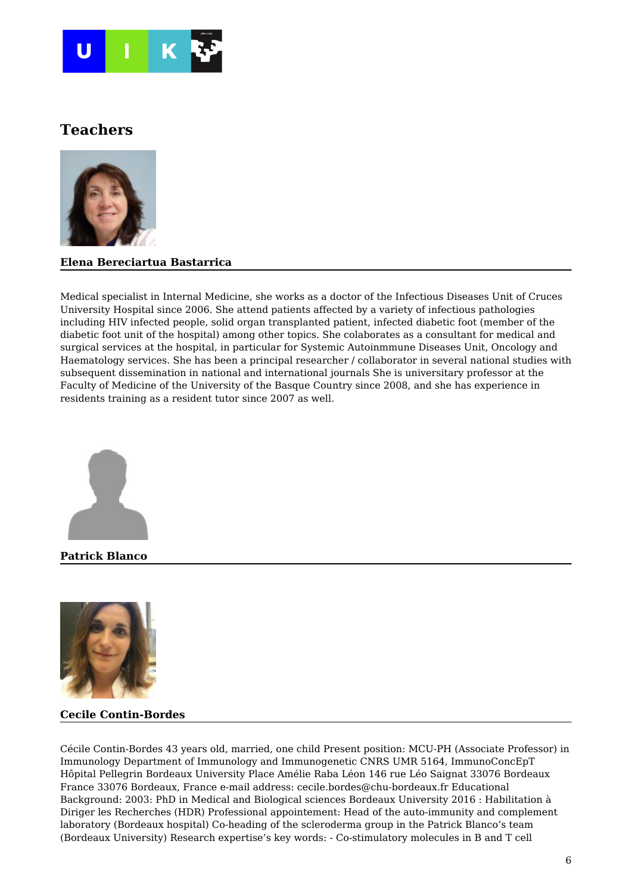## Teachers

**Elena Bereciartua Bastarrica**

Medical specialist in Internal Medicine, she works as a doctor of the Infectious Diseases Unit of Cruces University Hospital since 2006. She attend patients affected by a variety of infectious pathologies including HIV infected people, solid organ transplanted patient, infected diabetic foot (member of the diabetic foot unit of the hospital) among other topics. She colaborates as a consultant for medical and surgical services at the hospital, in particular for Systemic Autoinmmune Diseases Unit, Oncology and Haematology services. She has been a principal researcher / collaborator in several national studies with subsequent dissemination in national and international journals She is universitary professor at the Faculty of Medicine of the University of the Basque Country since 2008, and she has experience in residents training as a resident tutor since 2007 as well.

**Patrick Blanco**

**Cecile Contin-Bordes**

Cécile Contin-Bordes 43 years old, married, one child Present position: MCU-PH (Associate Professor) in Immunology Department of Immunology and Immunogenetic CNRS UMR 5164, ImmunoConcEpT Hôpital Pellegrin Bordeaux University Place Amélie Raba Léon 146 rue Léo Saignat 33076 Bordeaux France 33076 Bordeaux, France e-mail address: cecile.bordes@chu-bordeaux.fr Educational Background: 2003: PhD in Medical and Biological sciences Bordeaux University 2016 : Habilitation à Diriger les Recherches (HDR) Professional appointement: Head of the auto-immunity and complement laboratory (Bordeaux hospital) Co-heading of the scleroderma group in the Patrick Blanco's team (Bordeaux University) Research expertise's key words: - Co-stimulatory molecules in B and T cell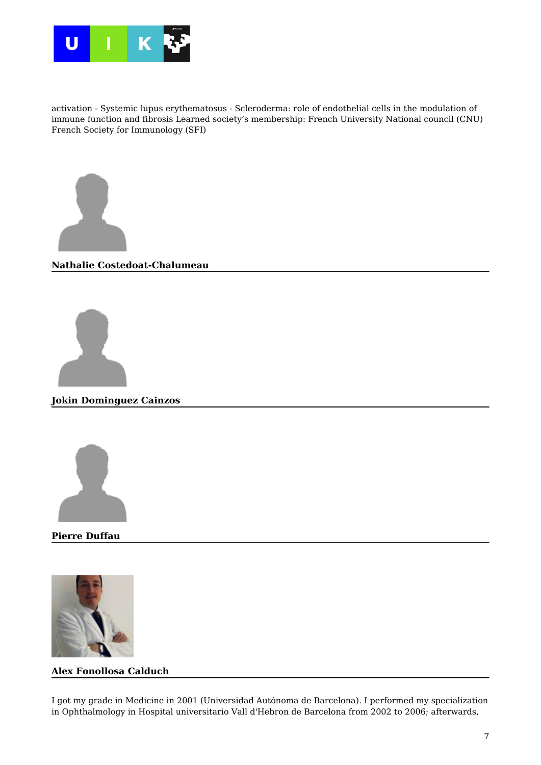activation - Systemic lupus erythematosus - Scleroderma: role of endothelial cells in the modulation of immune function and fibrosis Learned society's membership: French University National council (CNU) French Society for Immunology (SFI)

**Nathalie Costedoat-Chalumeau**

---

**Jokin Dominguez Cainzos**

---

**Pierre Duffau**

---

**Alex Fonollosa Calduch**

---

I got my grade in Medicine in 2001 (Universidad Autónoma de Barcelona). I performed my specialization in Ophthalmology in Hospital universitario Vall d'Hebron de Barcelona from 2002 to 2006; afterwards,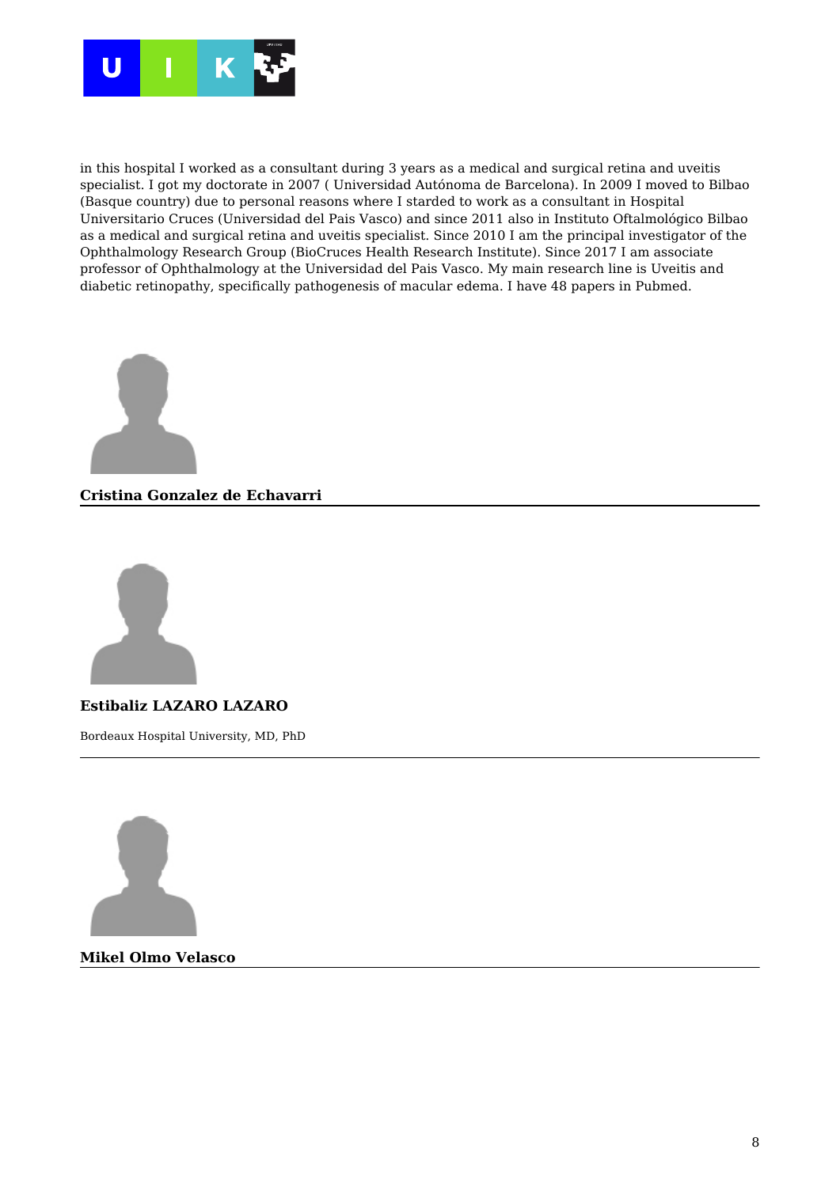in this hospital I worked as a consultant during 3 years as a medical and surgical retina and uveitis specialist. I got my doctorate in 2007 ( Universidad Autónoma de Barcelona). In 2009 I moved to Bilbao (Basque country) due to personal reasons where I starded to work as a consultant in Hospital Universitario Cruces (Universidad del Pais Vasco) and since 2011 also in Instituto Oftalmológico Bilbao as a medical and surgical retina and uveitis specialist. Since 2010 I am the principal investigator of the Ophthalmology Research Group (BioCruces Health Research Institute). Since 2017 I am associate professor of Ophthalmology at the Universidad del Pais Vasco. My main research line is Uveitis and diabetic retinopathy, specifically pathogenesis of macular edema. I have 48 papers in Pubmed.

**Cristina Gonzalez de Echavarri**

---

**Estibaliz LAZARO LAZARO**

Bordeaux Hospital University, MD, PhD

---

**Mikel Olmo Velasco**

---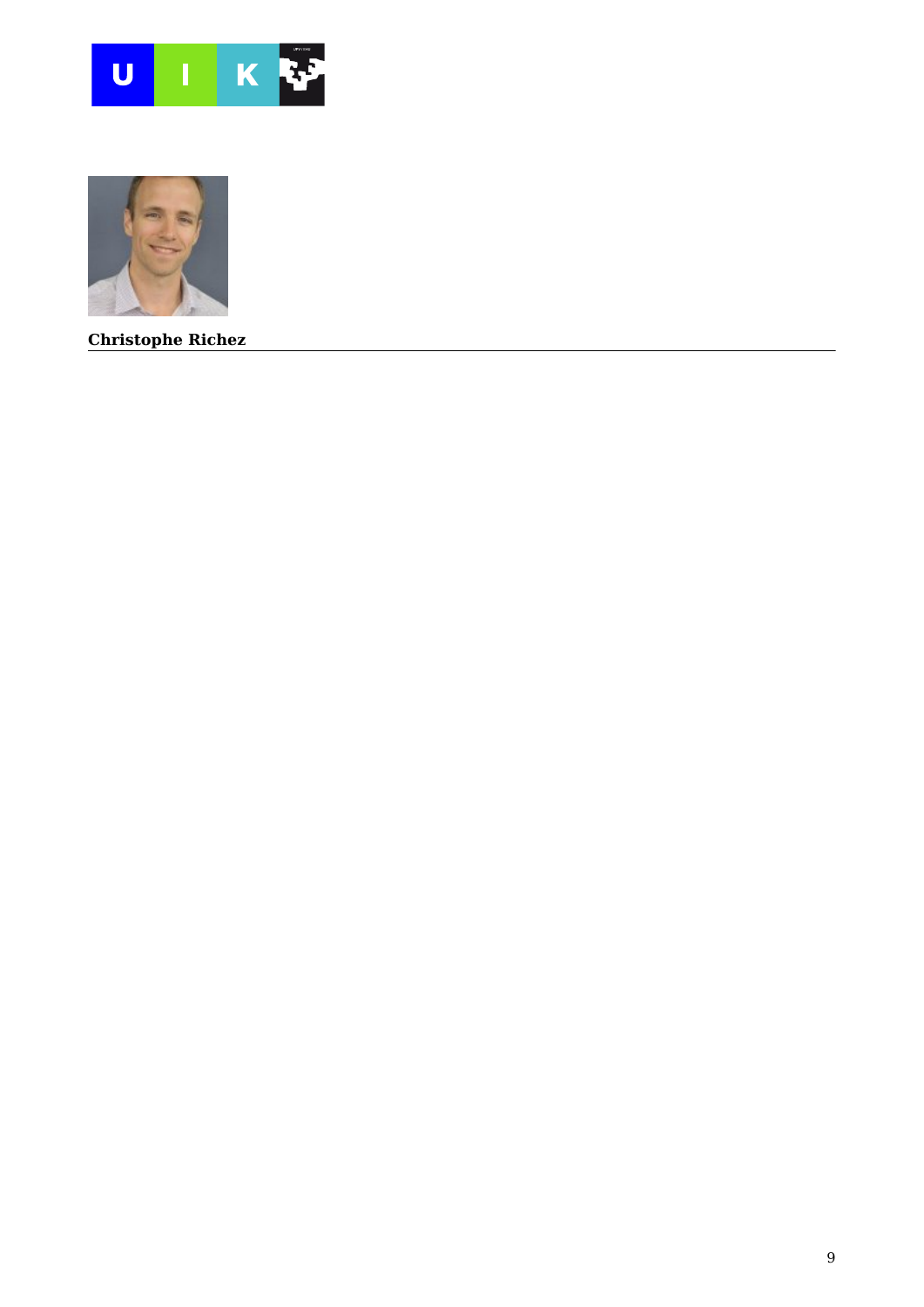**Christophe Richez**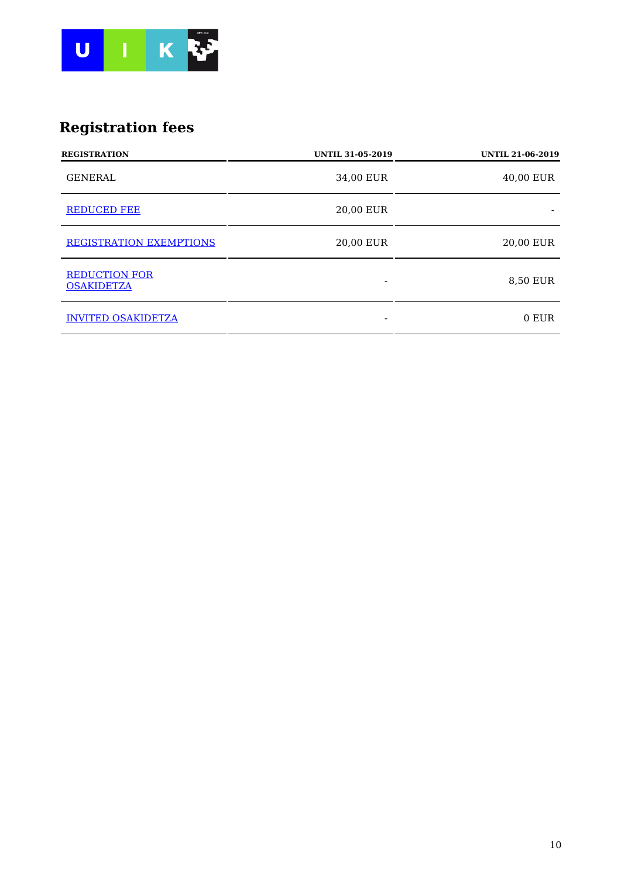## Registration fees

| REGISTRATION | UNTIL 31-05-2019 | UNTIL 21-06-2019 |
| --- | --- | --- |
| GENERAL | 34,00 EUR | 40,00 EUR |
| REDUCED FEE | 20,00 EUR | - |
| REGISTRATION EXEMPTIONS | 20,00 EUR | 20,00 EUR |
| REDUCTION FOR OSAKIDETZA | - | 8,50 EUR |
| INVITED OSAKIDETZA | - | 0 EUR |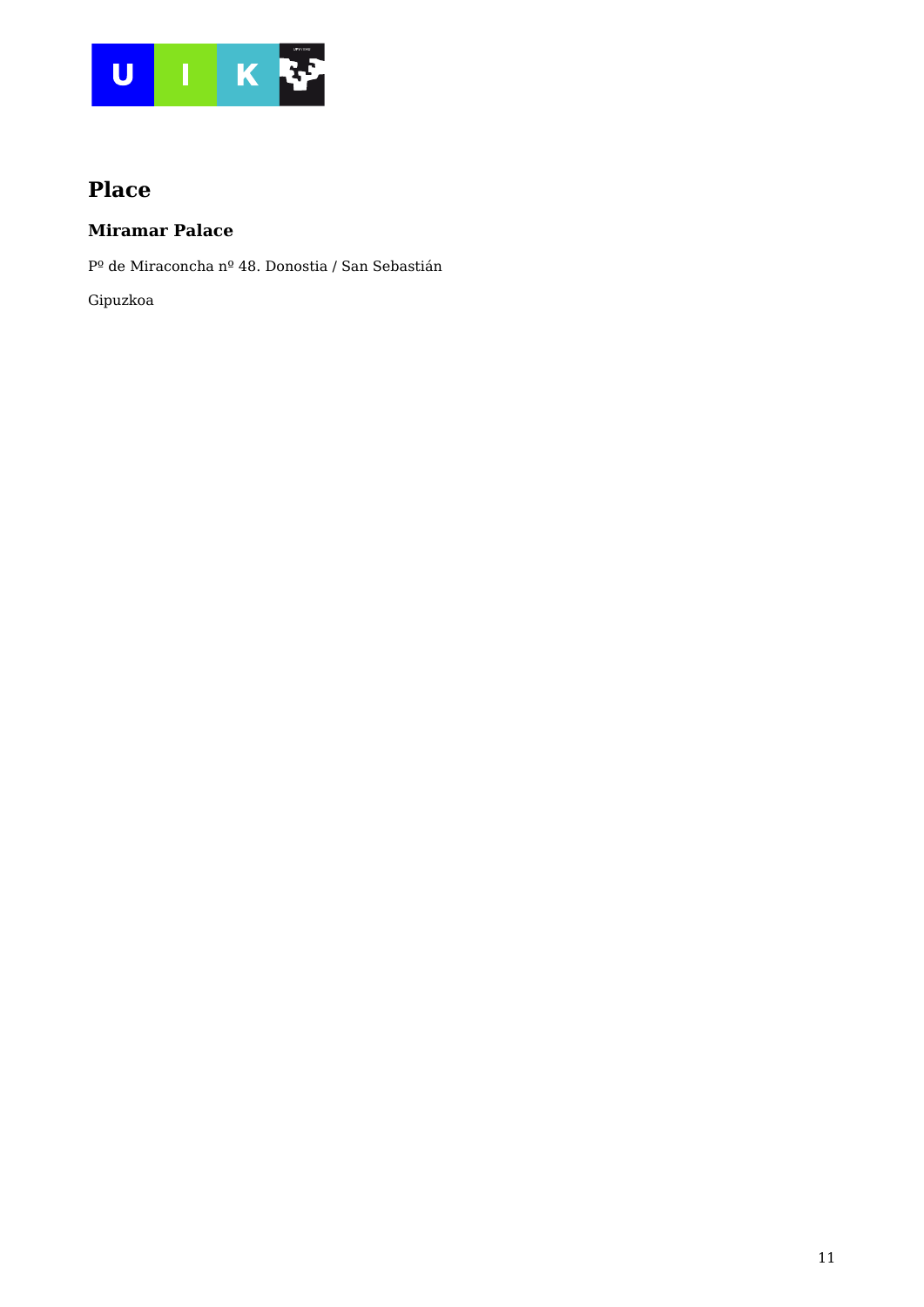# Place

## Miramar Palace

Pº de Miraconcha nº 48. Donostia / San Sebastián

Gipuzkoa